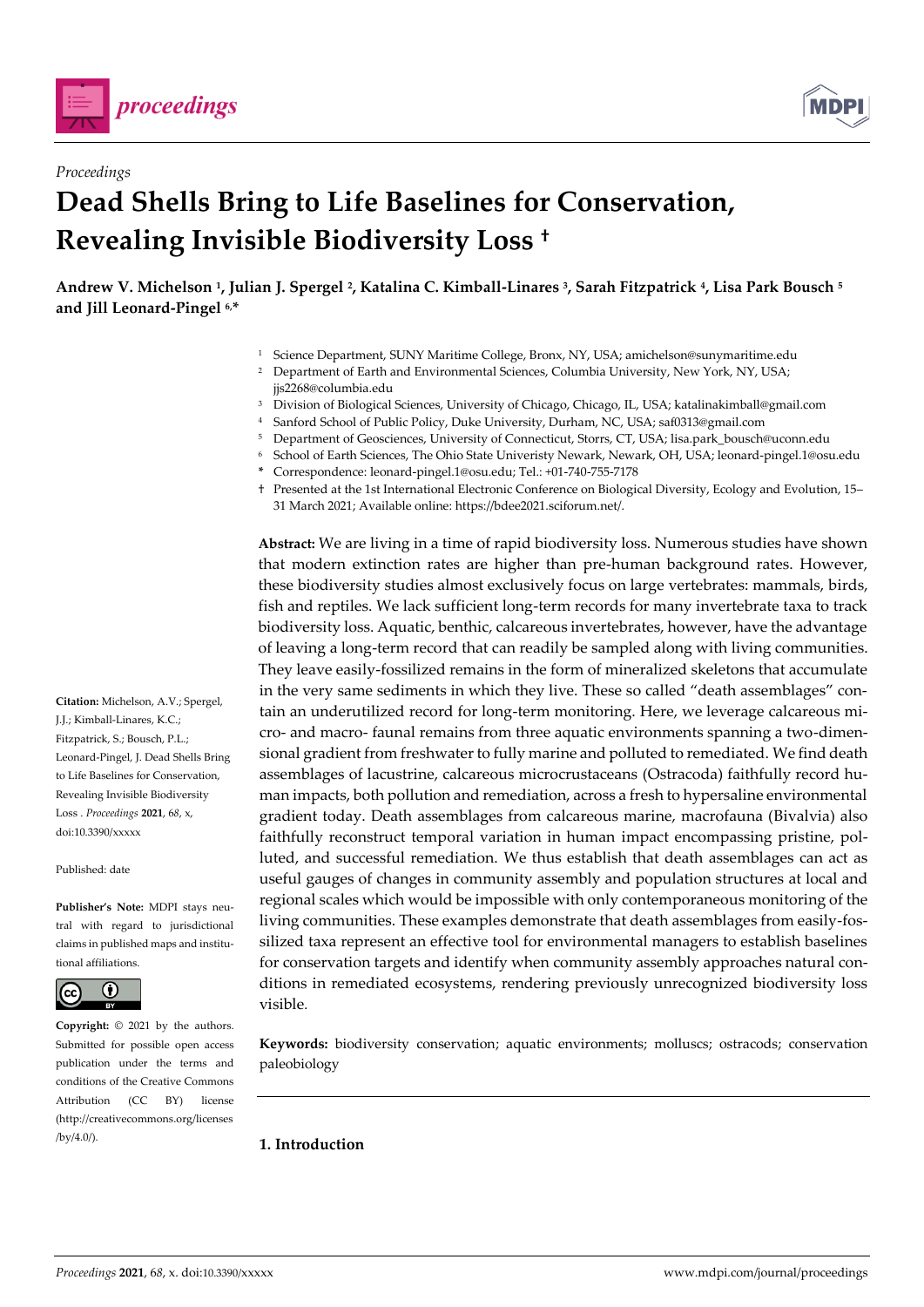*Proceedings*

# Dead Shells Bring to Life Baselines for Conservation, Revealing Invisible Biodiversity Loss †

**Andrew V. Michelson [1], Julian J. Spergel [2], Katalina C. Kimball-Linares [3], Sarah Fitzpatrick [4], Lisa Park Bousch [5] and Jill Leonard-Pingel [6,*]**

[1] Science Department, SUNY Maritime College, Bronx, NY, USA; amichelson@sunymaritime.edu
[2] Department of Earth and Environmental Sciences, Columbia University, New York, NY, USA; jjs2268@columbia.edu
[3] Division of Biological Sciences, University of Chicago, Chicago, IL, USA; katalinakimball@gmail.com
[4] Sanford School of Public Policy, Duke University, Durham, NC, USA; saf0313@gmail.com
[5] Department of Geosciences, University of Connecticut, Storrs, CT, USA; lisa.park_bousch@uconn.edu
[6] School of Earth Sciences, The Ohio State Univeristy Newark, Newark, OH, USA; leonard-pingel.1@osu.edu
\* Correspondence: leonard-pingel.1@osu.edu; Tel.: +01-740-755-7178
† Presented at the 1st International Electronic Conference on Biological Diversity, Ecology and Evolution, 15–31 March 2021; Available online: https://bdee2021.sciforum.net/.

**Abstract:** We are living in a time of rapid biodiversity loss. Numerous studies have shown that modern extinction rates are higher than pre-human background rates. However, these biodiversity studies almost exclusively focus on large vertebrates: mammals, birds, fish and reptiles. We lack sufficient long-term records for many invertebrate taxa to track biodiversity loss. Aquatic, benthic, calcareous invertebrates, however, have the advantage of leaving a long-term record that can readily be sampled along with living communities. They leave easily-fossilized remains in the form of mineralized skeletons that accumulate in the very same sediments in which they live. These so called "death assemblages" contain an underutilized record for long-term monitoring. Here, we leverage calcareous micro- and macro- faunal remains from three aquatic environments spanning a two-dimensional gradient from freshwater to fully marine and polluted to remediated. We find death assemblages of lacustrine, calcareous microcrustaceans (Ostracoda) faithfully record human impacts, both pollution and remediation, across a fresh to hypersaline environmental gradient today. Death assemblages from calcareous marine, macrofauna (Bivalvia) also faithfully reconstruct temporal variation in human impact encompassing pristine, polluted, and successful remediation. We thus establish that death assemblages can act as useful gauges of changes in community assembly and population structures at local and regional scales which would be impossible with only contemporaneous monitoring of the living communities. These examples demonstrate that death assemblages from easily-fossilized taxa represent an effective tool for environmental managers to establish baselines for conservation targets and identify when community assembly approaches natural conditions in remediated ecosystems, rendering previously unrecognized biodiversity loss visible.

**Keywords:** biodiversity conservation; aquatic environments; molluscs; ostracods; conservation paleobiology

**Citation:** Michelson, A.V.; Spergel, J.J.; Kimball-Linares, K.C.; Fitzpatrick, S.; Bousch, P.L.; Leonard-Pingel, J. Dead Shells Bring to Life Baselines for Conservation, Revealing Invisible Biodiversity Loss. *Proceedings* **2021**, *68*, x, doi:10.3390/xxxxx

Published: date

**Publisher's Note:** MDPI stays neutral with regard to jurisdictional claims in published maps and institutional affiliations.

**Copyright:** © 2021 by the authors. Submitted for possible open access publication under the terms and conditions of the Creative Commons Attribution (CC BY) license (http://creativecommons.org/licenses/by/4.0/).

## 1. Introduction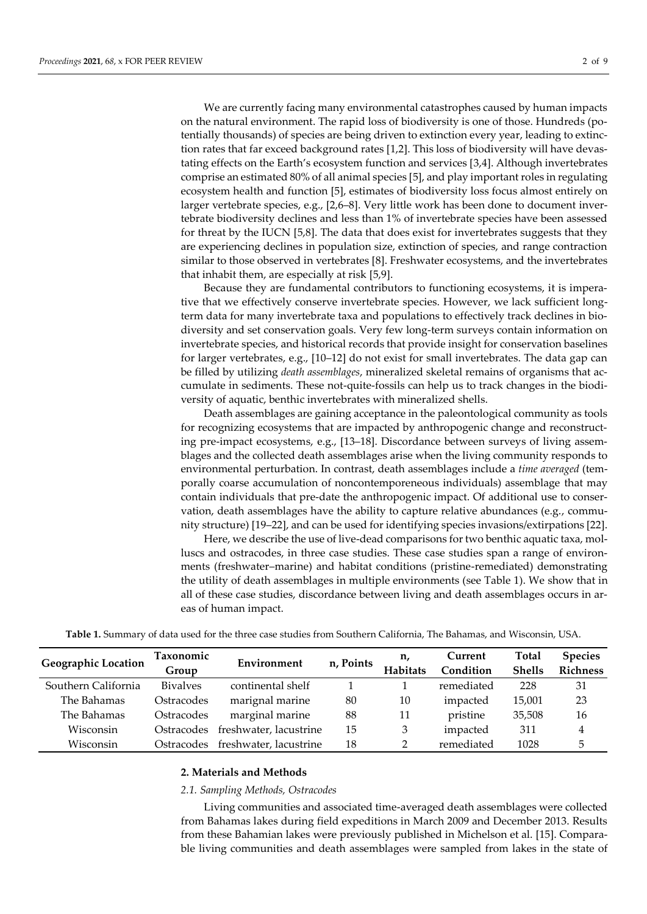We are currently facing many environmental catastrophes caused by human impacts on the natural environment. The rapid loss of biodiversity is one of those. Hundreds (potentially thousands) of species are being driven to extinction every year, leading to extinction rates that far exceed background rates [1,2]. This loss of biodiversity will have devastating effects on the Earth's ecosystem function and services [3,4]. Although invertebrates comprise an estimated 80% of all animal species [5], and play important roles in regulating ecosystem health and function [5], estimates of biodiversity loss focus almost entirely on larger vertebrate species, e.g., [2,6–8]. Very little work has been done to document invertebrate biodiversity declines and less than 1% of invertebrate species have been assessed for threat by the IUCN [5,8]. The data that does exist for invertebrates suggests that they are experiencing declines in population size, extinction of species, and range contraction similar to those observed in vertebrates [8]. Freshwater ecosystems, and the invertebrates that inhabit them, are especially at risk [5,9].

Because they are fundamental contributors to functioning ecosystems, it is imperative that we effectively conserve invertebrate species. However, we lack sufficient long-term data for many invertebrate taxa and populations to effectively track declines in biodiversity and set conservation goals. Very few long-term surveys contain information on invertebrate species, and historical records that provide insight for conservation baselines for larger vertebrates, e.g., [10–12] do not exist for small invertebrates. The data gap can be filled by utilizing *death assemblages*, mineralized skeletal remains of organisms that accumulate in sediments. These not-quite-fossils can help us to track changes in the biodiversity of aquatic, benthic invertebrates with mineralized shells.

Death assemblages are gaining acceptance in the paleontological community as tools for recognizing ecosystems that are impacted by anthropogenic change and reconstructing pre-impact ecosystems, e.g., [13–18]. Discordance between surveys of living assemblages and the collected death assemblages arise when the living community responds to environmental perturbation. In contrast, death assemblages include a *time averaged* (temporally coarse accumulation of noncontemporeneous individuals) assemblage that may contain individuals that pre-date the anthropogenic impact. Of additional use to conservation, death assemblages have the ability to capture relative abundances (e.g., community structure) [19–22], and can be used for identifying species invasions/extirpations [22].

Here, we describe the use of live-dead comparisons for two benthic aquatic taxa, molluscs and ostracodes, in three case studies. These case studies span a range of environments (freshwater–marine) and habitat conditions (pristine-remediated) demonstrating the utility of death assemblages in multiple environments (see Table 1). We show that in all of these case studies, discordance between living and death assemblages occurs in areas of human impact.

**Table 1.** Summary of data used for the three case studies from Southern California, The Bahamas, and Wisconsin, USA.

| Geographic Location | Taxonomic Group | Environment | n, Points | n, Habitats | Current Condition | Total Shells | Species Richness |
|---|---|---|---|---|---|---|---|
| Southern California | Bivalves | continental shelf | 1 | 1 | remediated | 228 | 31 |
| The Bahamas | Ostracodes | marignal marine | 80 | 10 | impacted | 15,001 | 23 |
| The Bahamas | Ostracodes | marginal marine | 88 | 11 | pristine | 35,508 | 16 |
| Wisconsin | Ostracodes | freshwater, lacustrine | 15 | 3 | impacted | 311 | 4 |
| Wisconsin | Ostracodes | freshwater, lacustrine | 18 | 2 | remediated | 1028 | 5 |

## 2. Materials and Methods

### 2.1. Sampling Methods, Ostracodes

Living communities and associated time-averaged death assemblages were collected from Bahamas lakes during field expeditions in March 2009 and December 2013. Results from these Bahamian lakes were previously published in Michelson et al. [15]. Comparable living communities and death assemblages were sampled from lakes in the state of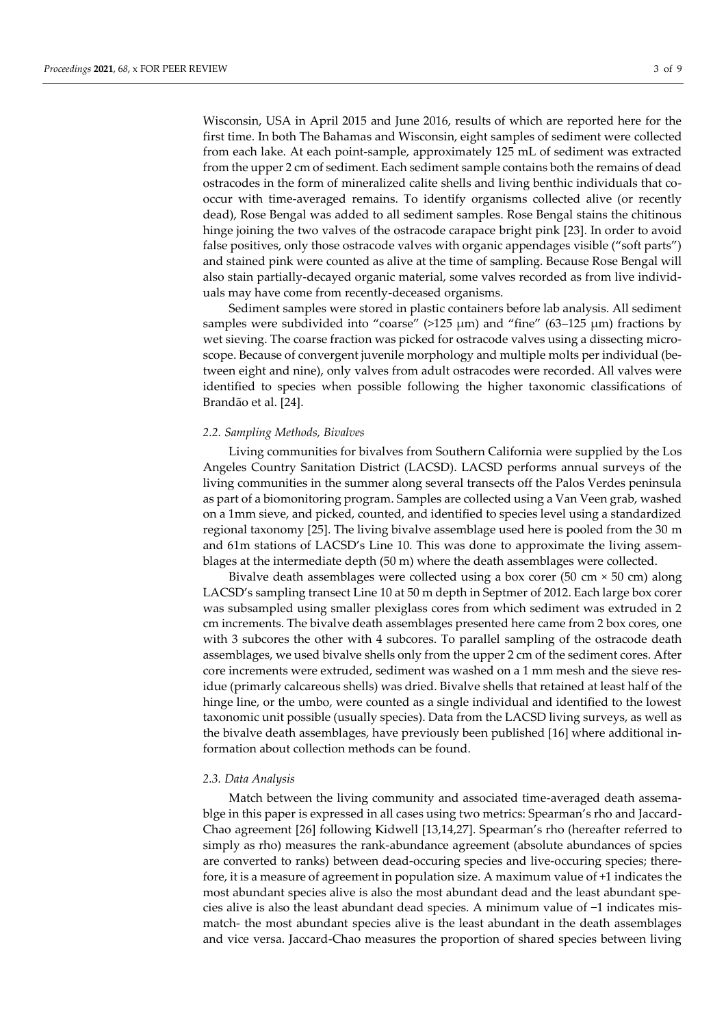Wisconsin, USA in April 2015 and June 2016, results of which are reported here for the first time. In both The Bahamas and Wisconsin, eight samples of sediment were collected from each lake. At each point-sample, approximately 125 mL of sediment was extracted from the upper 2 cm of sediment. Each sediment sample contains both the remains of dead ostracodes in the form of mineralized calite shells and living benthic individuals that co-occur with time-averaged remains. To identify organisms collected alive (or recently dead), Rose Bengal was added to all sediment samples. Rose Bengal stains the chitinous hinge joining the two valves of the ostracode carapace bright pink [23]. In order to avoid false positives, only those ostracode valves with organic appendages visible ("soft parts") and stained pink were counted as alive at the time of sampling. Because Rose Bengal will also stain partially-decayed organic material, some valves recorded as from live individuals may have come from recently-deceased organisms.

Sediment samples were stored in plastic containers before lab analysis. All sediment samples were subdivided into "coarse" (>125 μm) and "fine" (63–125 μm) fractions by wet sieving. The coarse fraction was picked for ostracode valves using a dissecting microscope. Because of convergent juvenile morphology and multiple molts per individual (between eight and nine), only valves from adult ostracodes were recorded. All valves were identified to species when possible following the higher taxonomic classifications of Brandão et al. [24].

### 2.2. Sampling Methods, Bivalves

Living communities for bivalves from Southern California were supplied by the Los Angeles Country Sanitation District (LACSD). LACSD performs annual surveys of the living communities in the summer along several transects off the Palos Verdes peninsula as part of a biomonitoring program. Samples are collected using a Van Veen grab, washed on a 1mm sieve, and picked, counted, and identified to species level using a standardized regional taxonomy [25]. The living bivalve assemblage used here is pooled from the 30 m and 61m stations of LACSD's Line 10. This was done to approximate the living assemblages at the intermediate depth (50 m) where the death assemblages were collected.

Bivalve death assemblages were collected using a box corer (50 cm × 50 cm) along LACSD's sampling transect Line 10 at 50 m depth in Septmer of 2012. Each large box corer was subsampled using smaller plexiglass cores from which sediment was extruded in 2 cm increments. The bivalve death assemblages presented here came from 2 box cores, one with 3 subcores the other with 4 subcores. To parallel sampling of the ostracode death assemblages, we used bivalve shells only from the upper 2 cm of the sediment cores. After core increments were extruded, sediment was washed on a 1 mm mesh and the sieve residue (primarly calcareous shells) was dried. Bivalve shells that retained at least half of the hinge line, or the umbo, were counted as a single individual and identified to the lowest taxonomic unit possible (usually species). Data from the LACSD living surveys, as well as the bivalve death assemblages, have previously been published [16] where additional information about collection methods can be found.

### 2.3. Data Analysis

Match between the living community and associated time-averaged death assemablge in this paper is expressed in all cases using two metrics: Spearman's rho and Jaccard-Chao agreement [26] following Kidwell [13,14,27]. Spearman's rho (hereafter referred to simply as rho) measures the rank-abundance agreement (absolute abundances of spcies are converted to ranks) between dead-occuring species and live-occuring species; therefore, it is a measure of agreement in population size. A maximum value of +1 indicates the most abundant species alive is also the most abundant dead and the least abundant species alive is also the least abundant dead species. A minimum value of −1 indicates mismatch- the most abundant species alive is the least abundant in the death assemblages and vice versa. Jaccard-Chao measures the proportion of shared species between living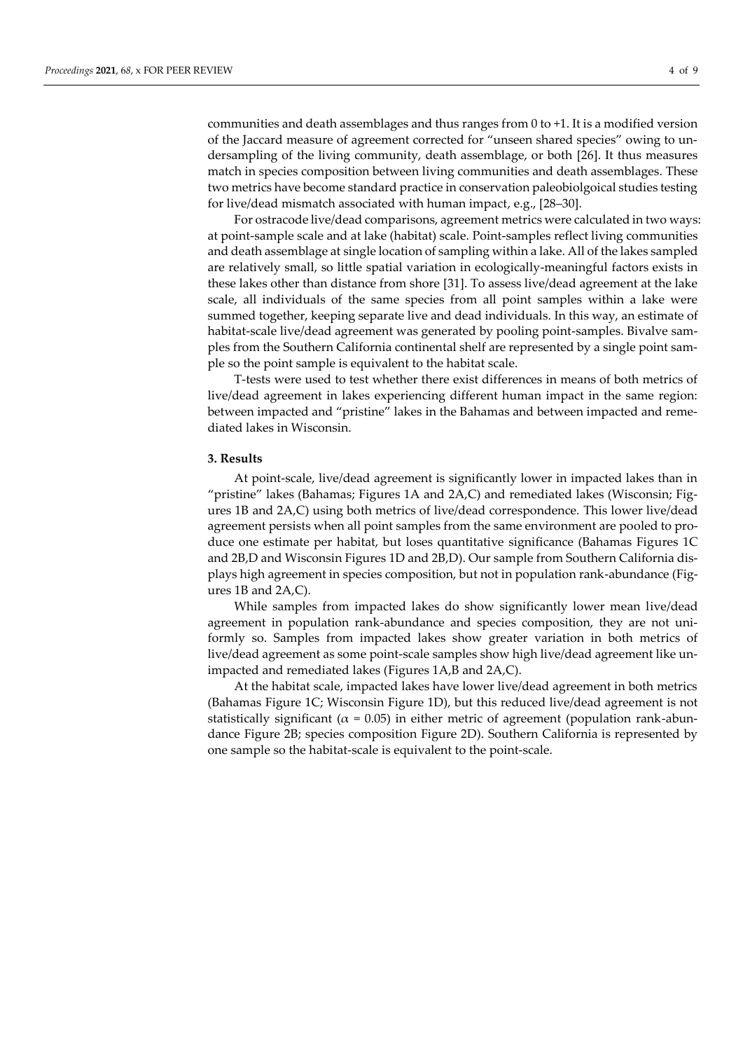communities and death assemblages and thus ranges from 0 to +1. It is a modified version of the Jaccard measure of agreement corrected for "unseen shared species" owing to undersampling of the living community, death assemblage, or both [26]. It thus measures match in species composition between living communities and death assemblages. These two metrics have become standard practice in conservation paleobiolgoical studies testing for live/dead mismatch associated with human impact, e.g., [28–30].

For ostracode live/dead comparisons, agreement metrics were calculated in two ways: at point-sample scale and at lake (habitat) scale. Point-samples reflect living communities and death assemblage at single location of sampling within a lake. All of the lakes sampled are relatively small, so little spatial variation in ecologically-meaningful factors exists in these lakes other than distance from shore [31]. To assess live/dead agreement at the lake scale, all individuals of the same species from all point samples within a lake were summed together, keeping separate live and dead individuals. In this way, an estimate of habitat-scale live/dead agreement was generated by pooling point-samples. Bivalve samples from the Southern California continental shelf are represented by a single point sample so the point sample is equivalent to the habitat scale.

T-tests were used to test whether there exist differences in means of both metrics of live/dead agreement in lakes experiencing different human impact in the same region: between impacted and "pristine" lakes in the Bahamas and between impacted and remediated lakes in Wisconsin.

## 3. Results

At point-scale, live/dead agreement is significantly lower in impacted lakes than in "pristine" lakes (Bahamas; Figures 1A and 2A,C) and remediated lakes (Wisconsin; Figures 1B and 2A,C) using both metrics of live/dead correspondence. This lower live/dead agreement persists when all point samples from the same environment are pooled to produce one estimate per habitat, but loses quantitative significance (Bahamas Figures 1C and 2B,D and Wisconsin Figures 1D and 2B,D). Our sample from Southern California displays high agreement in species composition, but not in population rank-abundance (Figures 1B and 2A,C).

While samples from impacted lakes do show significantly lower mean live/dead agreement in population rank-abundance and species composition, they are not uniformly so. Samples from impacted lakes show greater variation in both metrics of live/dead agreement as some point-scale samples show high live/dead agreement like unimpacted and remediated lakes (Figures 1A,B and 2A,C).

At the habitat scale, impacted lakes have lower live/dead agreement in both metrics (Bahamas Figure 1C; Wisconsin Figure 1D), but this reduced live/dead agreement is not statistically significant ($\alpha = 0.05$) in either metric of agreement (population rank-abundance Figure 2B; species composition Figure 2D). Southern California is represented by one sample so the habitat-scale is equivalent to the point-scale.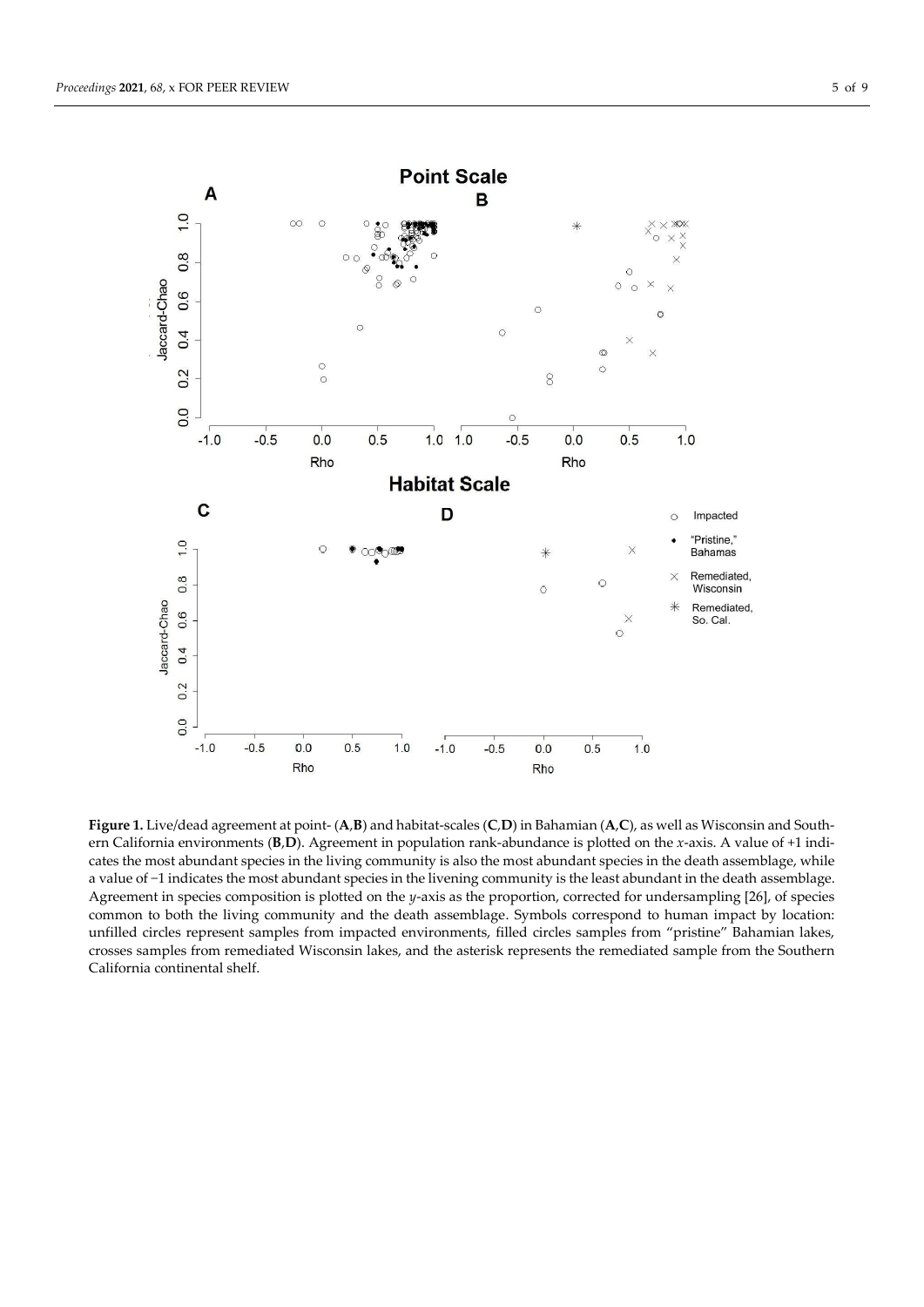**Figure 1.** Live/dead agreement at point- (**A**,**B**) and habitat-scales (**C**,**D**) in Bahamian (**A**,**C**), as well as Wisconsin and Southern California environments (**B**,**D**). Agreement in population rank-abundance is plotted on the *x*-axis. A value of +1 indicates the most abundant species in the living community is also the most abundant species in the death assemblage, while a value of −1 indicates the most abundant species in the livening community is the least abundant in the death assemblage. Agreement in species composition is plotted on the *y*-axis as the proportion, corrected for undersampling [26], of species common to both the living community and the death assemblage. Symbols correspond to human impact by location: unfilled circles represent samples from impacted environments, filled circles samples from "pristine" Bahamian lakes, crosses samples from remediated Wisconsin lakes, and the asterisk represents the remediated sample from the Southern California continental shelf.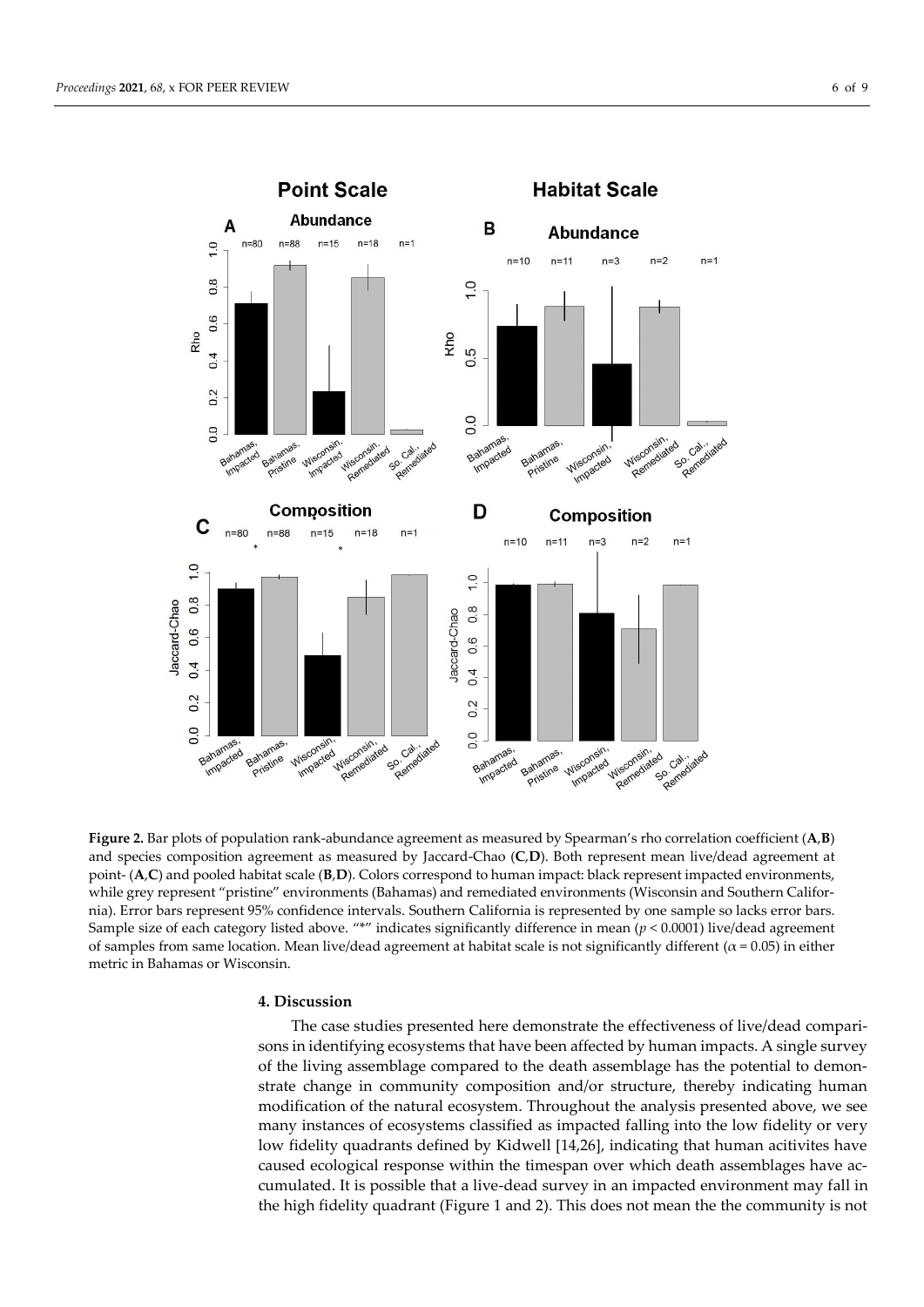**Figure 2.** Bar plots of population rank-abundance agreement as measured by Spearman's rho correlation coefficient (**A**,**B**) and species composition agreement as measured by Jaccard-Chao (**C**,**D**). Both represent mean live/dead agreement at point- (**A**,**C**) and pooled habitat scale (**B**,**D**). Colors correspond to human impact: black represent impacted environments, while grey represent "pristine" environments (Bahamas) and remediated environments (Wisconsin and Southern California). Error bars represent 95% confidence intervals. Southern California is represented by one sample so lacks error bars. Sample size of each category listed above. "*" indicates significantly difference in mean ($p < 0.0001$) live/dead agreement of samples from same location. Mean live/dead agreement at habitat scale is not significantly different ($\alpha = 0.05$) in either metric in Bahamas or Wisconsin.

## 4. Discussion

The case studies presented here demonstrate the effectiveness of live/dead comparisons in identifying ecosystems that have been affected by human impacts. A single survey of the living assemblage compared to the death assemblage has the potential to demonstrate change in community composition and/or structure, thereby indicating human modification of the natural ecosystem. Throughout the analysis presented above, we see many instances of ecosystems classified as impacted falling into the low fidelity or very low fidelity quadrants defined by Kidwell [14,26], indicating that human acitivites have caused ecological response within the timespan over which death assemblages have accumulated. It is possible that a live-dead survey in an impacted environment may fall in the high fidelity quadrant (Figure 1 and 2). This does not mean the the community is not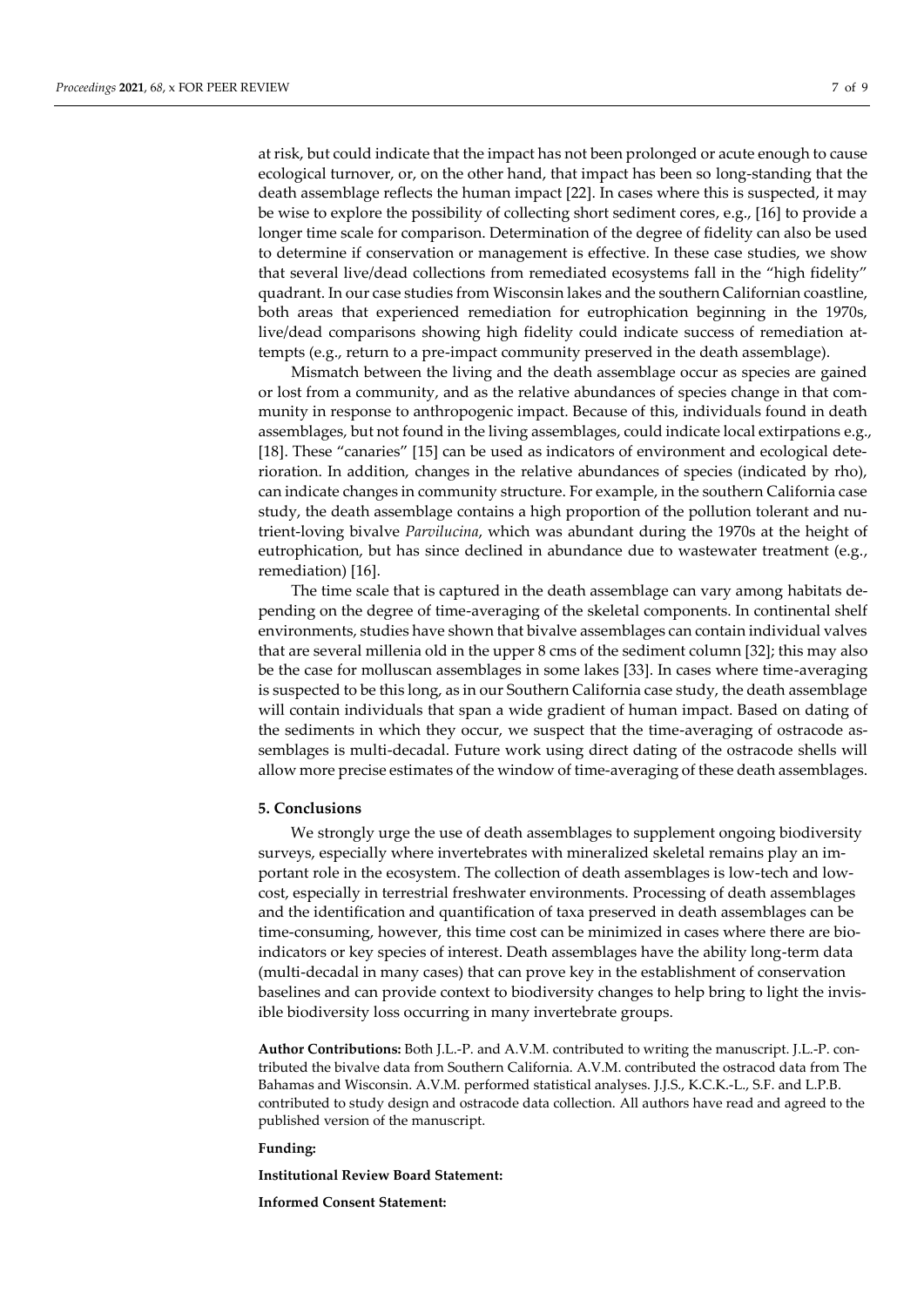at risk, but could indicate that the impact has not been prolonged or acute enough to cause ecological turnover, or, on the other hand, that impact has been so long-standing that the death assemblage reflects the human impact [22]. In cases where this is suspected, it may be wise to explore the possibility of collecting short sediment cores, e.g., [16] to provide a longer time scale for comparison. Determination of the degree of fidelity can also be used to determine if conservation or management is effective. In these case studies, we show that several live/dead collections from remediated ecosystems fall in the "high fidelity" quadrant. In our case studies from Wisconsin lakes and the southern Californian coastline, both areas that experienced remediation for eutrophication beginning in the 1970s, live/dead comparisons showing high fidelity could indicate success of remediation attempts (e.g., return to a pre-impact community preserved in the death assemblage).

Mismatch between the living and the death assemblage occur as species are gained or lost from a community, and as the relative abundances of species change in that community in response to anthropogenic impact. Because of this, individuals found in death assemblages, but not found in the living assemblages, could indicate local extirpations e.g., [18]. These "canaries" [15] can be used as indicators of environment and ecological deterioration. In addition, changes in the relative abundances of species (indicated by rho), can indicate changes in community structure. For example, in the southern California case study, the death assemblage contains a high proportion of the pollution tolerant and nutrient-loving bivalve *Parvilucina*, which was abundant during the 1970s at the height of eutrophication, but has since declined in abundance due to wastewater treatment (e.g., remediation) [16].

The time scale that is captured in the death assemblage can vary among habitats depending on the degree of time-averaging of the skeletal components. In continental shelf environments, studies have shown that bivalve assemblages can contain individual valves that are several millenia old in the upper 8 cms of the sediment column [32]; this may also be the case for molluscan assemblages in some lakes [33]. In cases where time-averaging is suspected to be this long, as in our Southern California case study, the death assemblage will contain individuals that span a wide gradient of human impact. Based on dating of the sediments in which they occur, we suspect that the time-averaging of ostracode assemblages is multi-decadal. Future work using direct dating of the ostracode shells will allow more precise estimates of the window of time-averaging of these death assemblages.

## 5. Conclusions

We strongly urge the use of death assemblages to supplement ongoing biodiversity surveys, especially where invertebrates with mineralized skeletal remains play an important role in the ecosystem. The collection of death assemblages is low-tech and low-cost, especially in terrestrial freshwater environments. Processing of death assemblages and the identification and quantification of taxa preserved in death assemblages can be time-consuming, however, this time cost can be minimized in cases where there are bioindicators or key species of interest. Death assemblages have the ability long-term data (multi-decadal in many cases) that can prove key in the establishment of conservation baselines and can provide context to biodiversity changes to help bring to light the invisible biodiversity loss occurring in many invertebrate groups.

**Author Contributions:** Both J.L.-P. and A.V.M. contributed to writing the manuscript. J.L.-P. contributed the bivalve data from Southern California. A.V.M. contributed the ostracod data from The Bahamas and Wisconsin. A.V.M. performed statistical analyses. J.J.S., K.C.K.-L., S.F. and L.P.B. contributed to study design and ostracode data collection. All authors have read and agreed to the published version of the manuscript.

**Funding:**

**Institutional Review Board Statement:**

**Informed Consent Statement:**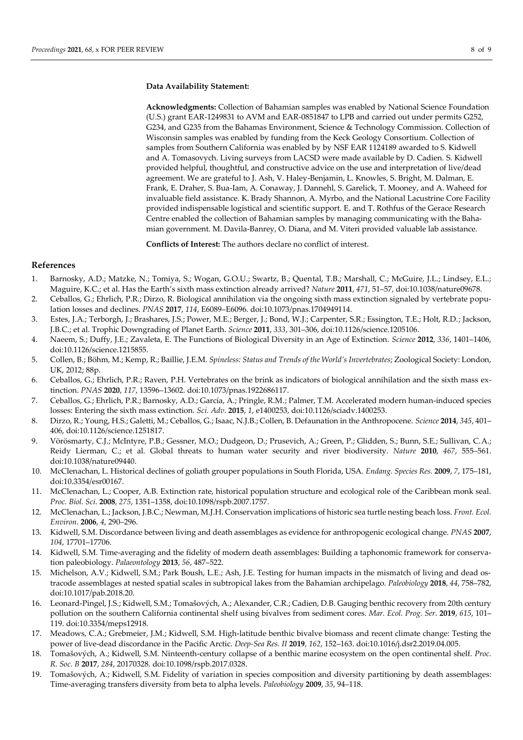**Data Availability Statement:**

**Acknowledgments:** Collection of Bahamian samples was enabled by National Science Foundation (U.S.) grant EAR-1249831 to AVM and EAR-0851847 to LPB and carried out under permits G252, G234, and G235 from the Bahamas Environment, Science & Technology Commission. Collection of Wisconsin samples was enabled by funding from the Keck Geology Consortium. Collection of samples from Southern California was enabled by by NSF EAR 1124189 awarded to S. Kidwell and A. Tomasovych. Living surveys from LACSD were made available by D. Cadien. S. Kidwell provided helpful, thoughtful, and constructive advice on the use and interpretation of live/dead agreement. We are grateful to J. Ash, V. Haley-Benjamin, L. Knowles, S. Bright, M. Dalman, E. Frank, E. Draher, S. Bua-Iam, A. Conaway, J. Dannehl, S. Garelick, T. Mooney, and A. Waheed for invaluable field assistance. K. Brady Shannon, A. Myrbo, and the National Lacustrine Core Facility provided indispensable logistical and scientific support. E. and T. Rothfus of the Gerace Research Centre enabled the collection of Bahamian samples by managing communicating with the Bahamian government. M. Davila-Banrey, O. Diana, and M. Viteri provided valuable lab assistance.

**Conflicts of Interest:** The authors declare no conflict of interest.

## References

1. Barnosky, A.D.; Matzke, N.; Tomiya, S.; Wogan, G.O.U.; Swartz, B.; Quental, T.B.; Marshall, C.; McGuire, J.L.; Lindsey, E.L.; Maguire, K.C.; et al. Has the Earth's sixth mass extinction already arrived? *Nature* **2011**, *471*, 51–57, doi:10.1038/nature09678.
2. Ceballos, G.; Ehrlich, P.R.; Dirzo, R. Biological annihilation via the ongoing sixth mass extinction signaled by vertebrate population losses and declines. *PNAS* **2017**, *114*, E6089–E6096. doi:10.1073/pnas.1704949114.
3. Estes, J.A.; Terborgh, J.; Brashares, J.S.; Power, M.E.; Berger, J.; Bond, W.J.; Carpenter, S.R.; Essington, T.E.; Holt, R.D.; Jackson, J.B.C.; et al. Trophic Downgrading of Planet Earth. *Science* **2011**, *333*, 301–306, doi:10.1126/science.1205106.
4. Naeem, S.; Duffy, J.E.; Zavaleta, E. The Functions of Biological Diversity in an Age of Extinction. *Science* **2012**, *336*, 1401–1406, doi:10.1126/science.1215855.
5. Collen, B.; Böhm, M.; Kemp, R.; Baillie, J.E.M. *Spineless: Status and Trends of the World's Invertebrates*; Zoological Society: London, UK, 2012; 88p.
6. Ceballos, G.; Ehrlich, P.R.; Raven, P.H. Vertebrates on the brink as indicators of biological annihilation and the sixth mass extinction. *PNAS* **2020**, *117*, 13596–13602. doi:10.1073/pnas.1922686117.
7. Ceballos, G.; Ehrlich, P.R.; Barnosky, A.D.; García, A.; Pringle, R.M.; Palmer, T.M. Accelerated modern human-induced species losses: Entering the sixth mass extinction. *Sci. Adv.* **2015**, *1*, e1400253, doi:10.1126/sciadv.1400253.
8. Dirzo, R.; Young, H.S.; Galetti, M.; Ceballos, G.; Isaac, N.J.B.; Collen, B. Defaunation in the Anthropocene. *Science* **2014**, *345*, 401–406, doi:10.1126/science.1251817.
9. Vörösmarty, C.J.; McIntyre, P.B.; Gessner, M.O.; Dudgeon, D.; Prusevich, A.; Green, P.; Glidden, S.; Bunn, S.E.; Sullivan, C.A.; Reidy Lierman, C.; et al. Global threats to human water security and river biodiversity. *Nature* **2010**, *467*, 555–561. doi:10.1038/nature09440.
10. McClenachan, L. Historical declines of goliath grouper populations in South Florida, USA. *Endang. Species Res.* **2009**, *7*, 175–181, doi:10.3354/esr00167.
11. McClenachan, L.; Cooper, A.B. Extinction rate, historical population structure and ecological role of the Caribbean monk seal. *Proc. Biol. Sci.* **2008**, *275*, 1351–1358, doi:10.1098/rspb.2007.1757.
12. McClenachan, L.; Jackson, J.B.C.; Newman, M.J.H. Conservation implications of historic sea turtle nesting beach loss. *Front. Ecol. Environ.* **2006**, *4*, 290–296.
13. Kidwell, S.M. Discordance between living and death assemblages as evidence for anthropogenic ecological change. *PNAS* **2007**, *104*, 17701–17706.
14. Kidwell, S.M. Time-averaging and the fidelity of modern death assemblages: Building a taphonomic framework for conservation paleobiology. *Palaeontology* **2013**, *56*, 487–522.
15. Michelson, A.V.; Kidwell, S.M.; Park Boush, L.E.; Ash, J.E. Testing for human impacts in the mismatch of living and dead ostracode assemblages at nested spatial scales in subtropical lakes from the Bahamian archipelago. *Paleobiology* **2018**, *44*, 758–782, doi:10.1017/pab.2018.20.
16. Leonard-Pingel, J.S.; Kidwell, S.M.; Tomašových, A.; Alexander, C.R.; Cadien, D.B. Gauging benthic recovery from 20th century pollution on the southern California continental shelf using bivalves from sediment cores. *Mar. Ecol. Prog. Ser.* **2019**, *615*, 101–119. doi:10.3354/meps12918.
17. Meadows, C.A.; Grebmeier, J.M.; Kidwell, S.M. High-latitude benthic bivalve biomass and recent climate change: Testing the power of live-dead discordance in the Pacific Arctic. *Deep-Sea Res. II* **2019**, *162*, 152–163. doi:10.1016/j.dsr2.2019.04.005.
18. Tomašových, A.; Kidwell, S.M. Ninteenth-century collapse of a benthic marine ecosystem on the open continental shelf. *Proc. R. Soc. B* **2017**, *284*, 20170328. doi:10.1098/rspb.2017.0328.
19. Tomašových, A.; Kidwell, S.M. Fidelity of variation in species composition and diversity partitioning by death assemblages: Time-averaging transfers diversity from beta to alpha levels. *Paleobiology* **2009**, *35*, 94–118.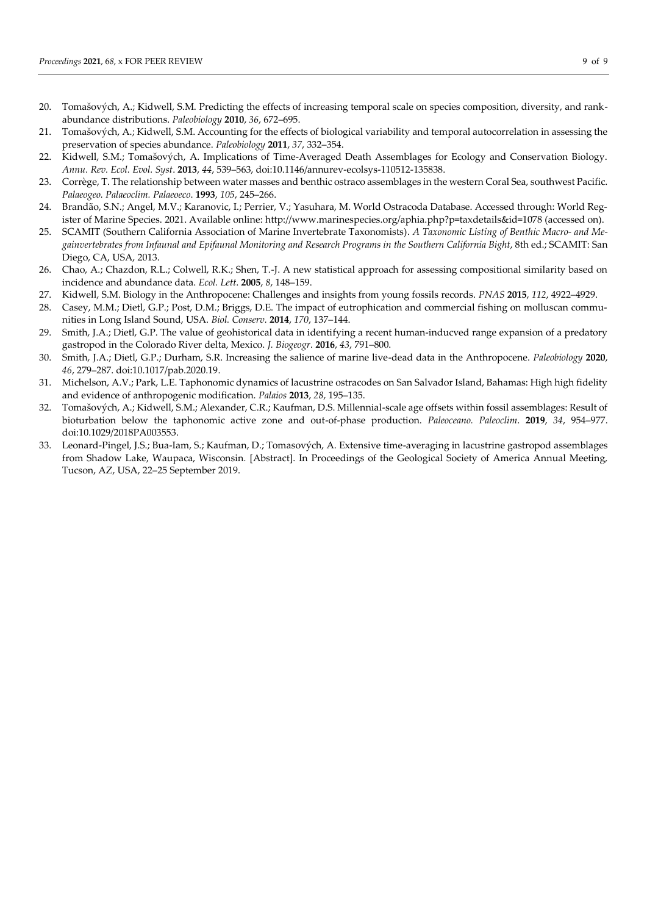20. Tomašových, A.; Kidwell, S.M. Predicting the effects of increasing temporal scale on species composition, diversity, and rank-abundance distributions. *Paleobiology* **2010**, *36*, 672–695.
21. Tomašových, A.; Kidwell, S.M. Accounting for the effects of biological variability and temporal autocorrelation in assessing the preservation of species abundance. *Paleobiology* **2011**, *37*, 332–354.
22. Kidwell, S.M.; Tomašových, A. Implications of Time-Averaged Death Assemblages for Ecology and Conservation Biology. *Annu. Rev. Ecol. Evol. Syst*. **2013**, *44*, 539–563, doi:10.1146/annurev-ecolsys-110512-135838.
23. Corrège, T. The relationship between water masses and benthic ostraco assemblages in the western Coral Sea, southwest Pacific. *Palaeogeo. Palaeoclim. Palaeoeco*. **1993**, *105*, 245–266.
24. Brandão, S.N.; Angel, M.V.; Karanovic, I.; Perrier, V.; Yasuhara, M. World Ostracoda Database. Accessed through: World Register of Marine Species. 2021. Available online: http://www.marinespecies.org/aphia.php?p=taxdetails&id=1078 (accessed on).
25. SCAMIT (Southern California Association of Marine Invertebrate Taxonomists). *A Taxonomic Listing of Benthic Macro- and Megainvertebrates from Infaunal and Epifaunal Monitoring and Research Programs in the Southern California Bight*, 8th ed.; SCAMIT: San Diego, CA, USA, 2013.
26. Chao, A.; Chazdon, R.L.; Colwell, R.K.; Shen, T.-J. A new statistical approach for assessing compositional similarity based on incidence and abundance data. *Ecol. Lett*. **2005**, *8*, 148–159.
27. Kidwell, S.M. Biology in the Anthropocene: Challenges and insights from young fossils records. *PNAS* **2015**, *112*, 4922–4929.
28. Casey, M.M.; Dietl, G.P.; Post, D.M.; Briggs, D.E. The impact of eutrophication and commercial fishing on molluscan communities in Long Island Sound, USA. *Biol. Conserv.* **2014**, *170*, 137–144.
29. Smith, J.A.; Dietl, G.P. The value of geohistorical data in identifying a recent human-inducved range expansion of a predatory gastropod in the Colorado River delta, Mexico. *J. Biogeogr*. **2016**, *43*, 791–800.
30. Smith, J.A.; Dietl, G.P.; Durham, S.R. Increasing the salience of marine live-dead data in the Anthropocene. *Paleobiology* **2020**, *46*, 279–287. doi:10.1017/pab.2020.19.
31. Michelson, A.V.; Park, L.E. Taphonomic dynamics of lacustrine ostracodes on San Salvador Island, Bahamas: High high fidelity and evidence of anthropogenic modification. *Palaios* **2013**, *28*, 195–135.
32. Tomašových, A.; Kidwell, S.M.; Alexander, C.R.; Kaufman, D.S. Millennial-scale age offsets within fossil assemblages: Result of bioturbation below the taphonomic active zone and out-of-phase production. *Paleoceano. Paleoclim*. **2019**, *34*, 954–977. doi:10.1029/2018PA003553.
33. Leonard-Pingel, J.S.; Bua-Iam, S.; Kaufman, D.; Tomasových, A. Extensive time-averaging in lacustrine gastropod assemblages from Shadow Lake, Waupaca, Wisconsin. [Abstract]. In Proceedings of the Geological Society of America Annual Meeting, Tucson, AZ, USA, 22–25 September 2019.